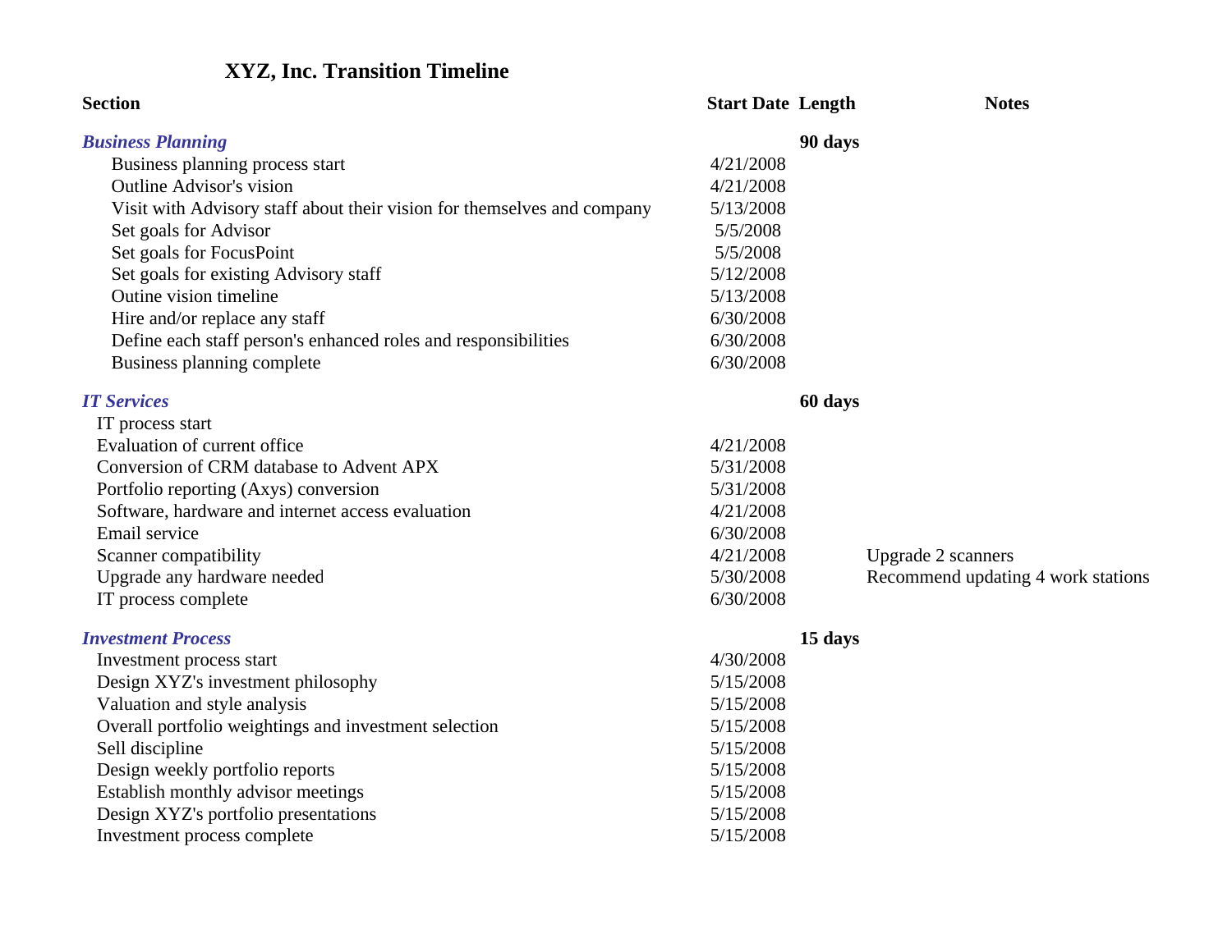# XYZ, Inc. Transition Timeline

| Section | Start Date | Length | Notes |
|---|---|---|---|
| ***Business Planning*** | | **90 days** | |
| Business planning process start | 4/21/2008 | | |
| Outline Advisor's vision | 4/21/2008 | | |
| Visit with Advisory staff about their vision for themselves and company | 5/13/2008 | | |
| Set goals for Advisor | 5/5/2008 | | |
| Set goals for FocusPoint | 5/5/2008 | | |
| Set goals for existing Advisory staff | 5/12/2008 | | |
| Outine vision timeline | 5/13/2008 | | |
| Hire and/or replace any staff | 6/30/2008 | | |
| Define each staff person's enhanced roles and responsibilities | 6/30/2008 | | |
| Business planning complete | 6/30/2008 | | |
| ***IT Services*** | | **60 days** | |
| IT process start | | | |
| Evaluation of current office | 4/21/2008 | | |
| Conversion of CRM database to Advent APX | 5/31/2008 | | |
| Portfolio reporting (Axys) conversion | 5/31/2008 | | |
| Software, hardware and internet access evaluation | 4/21/2008 | | |
| Email service | 6/30/2008 | | |
| Scanner compatibility | 4/21/2008 | | Upgrade 2 scanners |
| Upgrade any hardware needed | 5/30/2008 | | Recommend updating 4 work stations |
| IT process complete | 6/30/2008 | | |
| ***Investment Process*** | | **15 days** | |
| Investment process start | 4/30/2008 | | |
| Design XYZ's investment philosophy | 5/15/2008 | | |
| Valuation and style analysis | 5/15/2008 | | |
| Overall portfolio weightings and investment selection | 5/15/2008 | | |
| Sell discipline | 5/15/2008 | | |
| Design weekly portfolio reports | 5/15/2008 | | |
| Establish monthly advisor meetings | 5/15/2008 | | |
| Design XYZ's portfolio presentations | 5/15/2008 | | |
| Investment process complete | 5/15/2008 | | |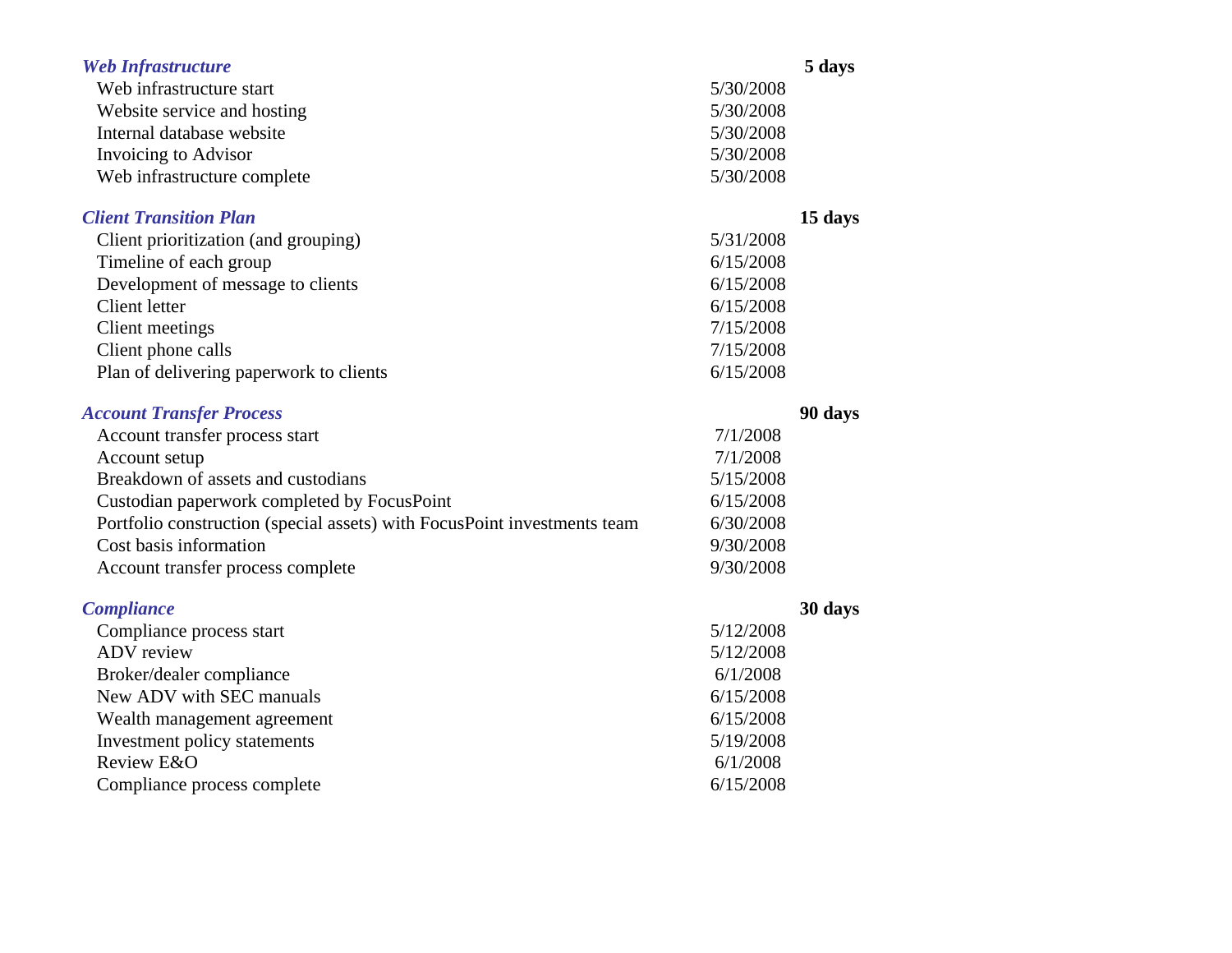| ***Web Infrastructure*** | | **5 days** |
|---|---|---|
| Web infrastructure start | 5/30/2008 | |
| Website service and hosting | 5/30/2008 | |
| Internal database website | 5/30/2008 | |
| Invoicing to Advisor | 5/30/2008 | |
| Web infrastructure complete | 5/30/2008 | |
| | | |
| ***Client Transition Plan*** | | **15 days** |
| Client prioritization (and grouping) | 5/31/2008 | |
| Timeline of each group | 6/15/2008 | |
| Development of message to clients | 6/15/2008 | |
| Client letter | 6/15/2008 | |
| Client meetings | 7/15/2008 | |
| Client phone calls | 7/15/2008 | |
| Plan of delivering paperwork to clients | 6/15/2008 | |
| | | |
| ***Account Transfer Process*** | | **90 days** |
| Account transfer process start | 7/1/2008 | |
| Account setup | 7/1/2008 | |
| Breakdown of assets and custodians | 5/15/2008 | |
| Custodian paperwork completed by FocusPoint | 6/15/2008 | |
| Portfolio construction (special assets) with FocusPoint investments team | 6/30/2008 | |
| Cost basis information | 9/30/2008 | |
| Account transfer process complete | 9/30/2008 | |
| | | |
| ***Compliance*** | | **30 days** |
| Compliance process start | 5/12/2008 | |
| ADV review | 5/12/2008 | |
| Broker/dealer compliance | 6/1/2008 | |
| New ADV with SEC manuals | 6/15/2008 | |
| Wealth management agreement | 6/15/2008 | |
| Investment policy statements | 5/19/2008 | |
| Review E&O | 6/1/2008 | |
| Compliance process complete | 6/15/2008 | |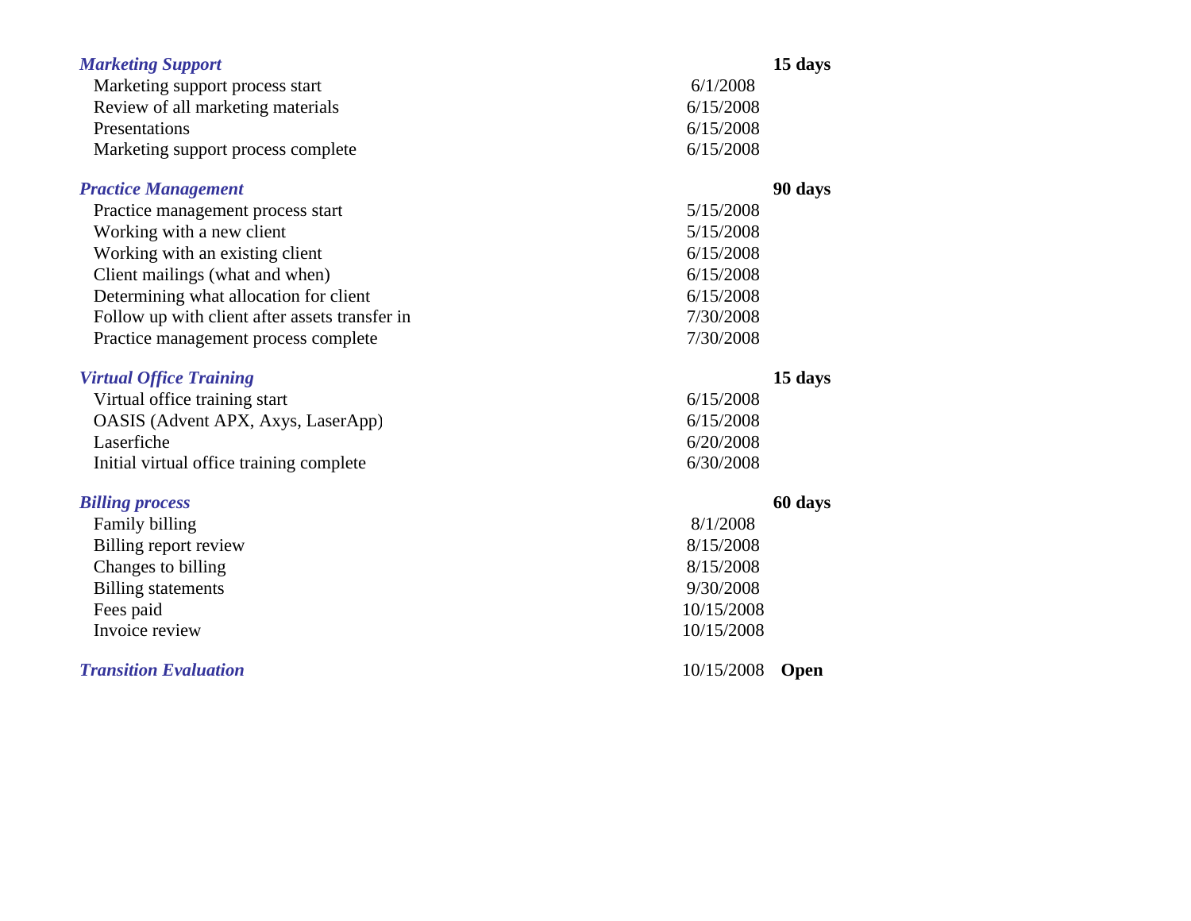| | | |
|---|---|---|
| ***Marketing Support*** | | **15 days** |
| Marketing support process start | 6/1/2008 | |
| Review of all marketing materials | 6/15/2008 | |
| Presentations | 6/15/2008 | |
| Marketing support process complete | 6/15/2008 | |
| | | |
| ***Practice Management*** | | **90 days** |
| Practice management process start | 5/15/2008 | |
| Working with a new client | 5/15/2008 | |
| Working with an existing client | 6/15/2008 | |
| Client mailings (what and when) | 6/15/2008 | |
| Determining what allocation for client | 6/15/2008 | |
| Follow up with client after assets transfer in | 7/30/2008 | |
| Practice management process complete | 7/30/2008 | |
| | | |
| ***Virtual Office Training*** | | **15 days** |
| Virtual office training start | 6/15/2008 | |
| OASIS (Advent APX, Axys, LaserApp) | 6/15/2008 | |
| Laserfiche | 6/20/2008 | |
| Initial virtual office training complete | 6/30/2008 | |
| | | |
| ***Billing process*** | | **60 days** |
| Family billing | 8/1/2008 | |
| Billing report review | 8/15/2008 | |
| Changes to billing | 8/15/2008 | |
| Billing statements | 9/30/2008 | |
| Fees paid | 10/15/2008 | |
| Invoice review | 10/15/2008 | |
| | | |
| ***Transition Evaluation*** | 10/15/2008 | **Open** |